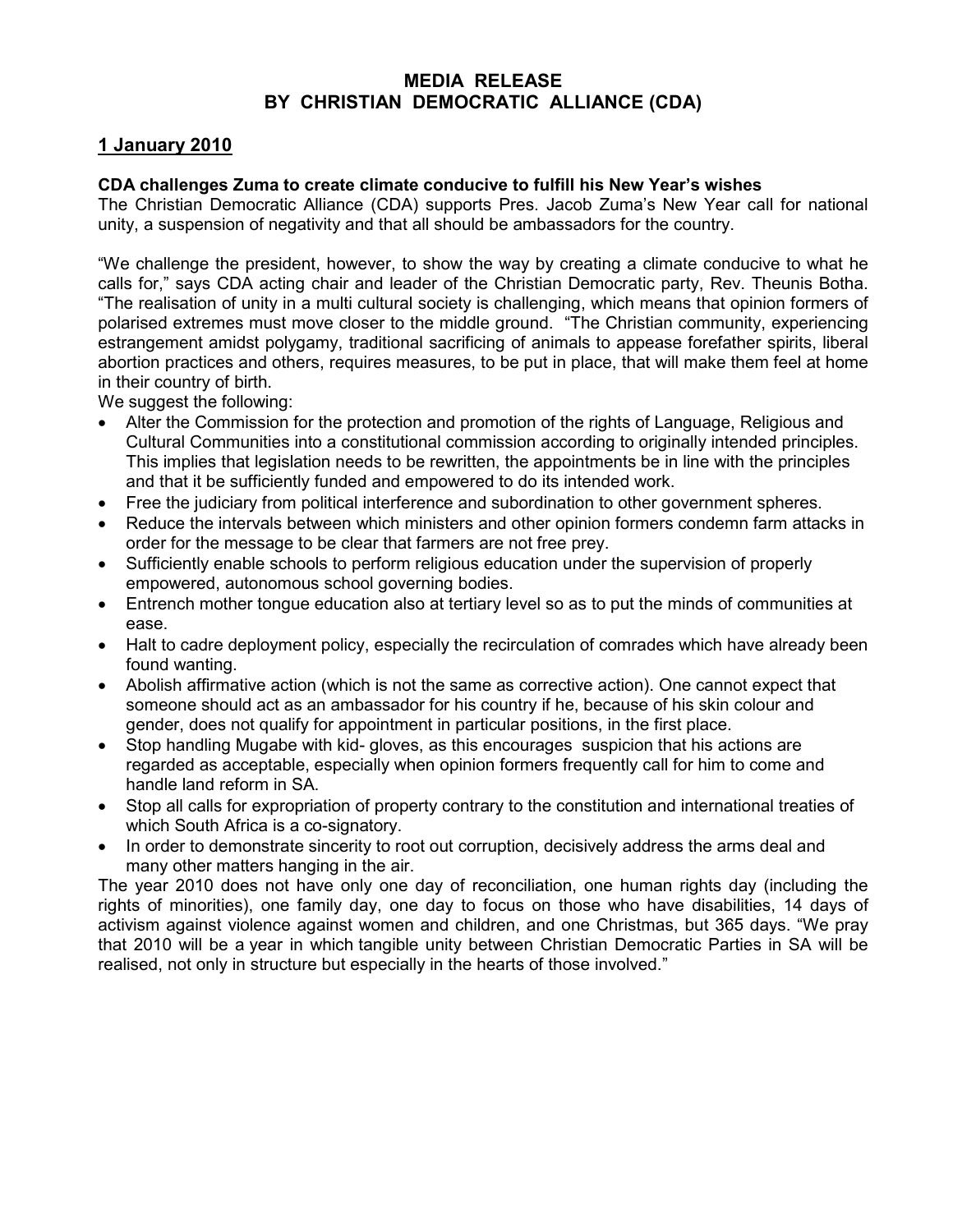# MEDIA RELEASE
# BY CHRISTIAN DEMOCRATIC ALLIANCE (CDA)

## 1 January 2010

**CDA challenges Zuma to create climate conducive to fulfill his New Year's wishes**

The Christian Democratic Alliance (CDA) supports Pres. Jacob Zuma's New Year call for national unity, a suspension of negativity and that all should be ambassadors for the country.

"We challenge the president, however, to show the way by creating a climate conducive to what he calls for," says CDA acting chair and leader of the Christian Democratic party, Rev. Theunis Botha. "The realisation of unity in a multi cultural society is challenging, which means that opinion formers of polarised extremes must move closer to the middle ground. "The Christian community, experiencing estrangement amidst polygamy, traditional sacrificing of animals to appease forefather spirits, liberal abortion practices and others, requires measures, to be put in place, that will make them feel at home in their country of birth.

We suggest the following:

- Alter the Commission for the protection and promotion of the rights of Language, Religious and Cultural Communities into a constitutional commission according to originally intended principles. This implies that legislation needs to be rewritten, the appointments be in line with the principles and that it be sufficiently funded and empowered to do its intended work.
- Free the judiciary from political interference and subordination to other government spheres.
- Reduce the intervals between which ministers and other opinion formers condemn farm attacks in order for the message to be clear that farmers are not free prey.
- Sufficiently enable schools to perform religious education under the supervision of properly empowered, autonomous school governing bodies.
- Entrench mother tongue education also at tertiary level so as to put the minds of communities at ease.
- Halt to cadre deployment policy, especially the recirculation of comrades which have already been found wanting.
- Abolish affirmative action (which is not the same as corrective action). One cannot expect that someone should act as an ambassador for his country if he, because of his skin colour and gender, does not qualify for appointment in particular positions, in the first place.
- Stop handling Mugabe with kid- gloves, as this encourages suspicion that his actions are regarded as acceptable, especially when opinion formers frequently call for him to come and handle land reform in SA.
- Stop all calls for expropriation of property contrary to the constitution and international treaties of which South Africa is a co-signatory.
- In order to demonstrate sincerity to root out corruption, decisively address the arms deal and many other matters hanging in the air.

The year 2010 does not have only one day of reconciliation, one human rights day (including the rights of minorities), one family day, one day to focus on those who have disabilities, 14 days of activism against violence against women and children, and one Christmas, but 365 days. "We pray that 2010 will be a year in which tangible unity between Christian Democratic Parties in SA will be realised, not only in structure but especially in the hearts of those involved."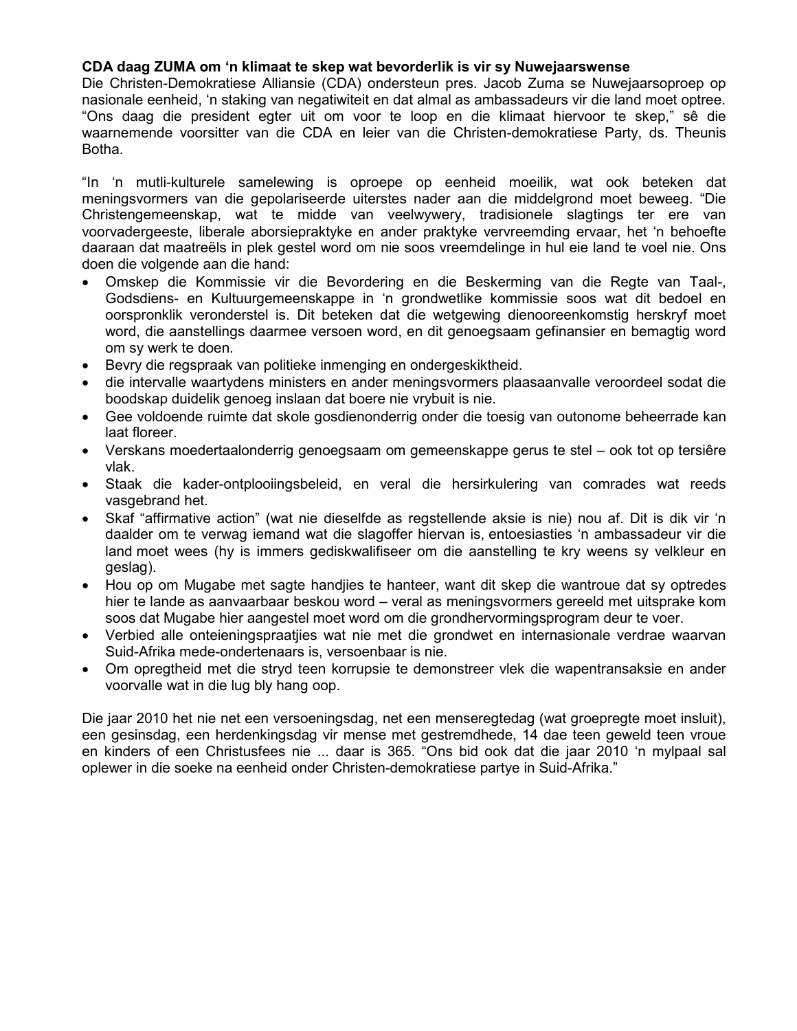**CDA daag ZUMA om 'n klimaat te skep wat bevorderlik is vir sy Nuwejaarswense**

Die Christen-Demokratiese Alliansie (CDA) ondersteun pres. Jacob Zuma se Nuwejaarsoproep op nasionale eenheid, 'n staking van negatiwiteit en dat almal as ambassadeurs vir die land moet optree. "Ons daag die president egter uit om voor te loop en die klimaat hiervoor te skep," sê die waarnemende voorsitter van die CDA en leier van die Christen-demokratiese Party, ds. Theunis Botha.

"In 'n mutli-kulturele samelewing is oproepe op eenheid moeilik, wat ook beteken dat meningsvormers van die gepolariseerde uiterstes nader aan die middelgrond moet beweeg. "Die Christengemeenskap, wat te midde van veelwywery, tradisionele slagtings ter ere van voorvadergeeste, liberale aborsiepraktyke en ander praktyke vervreemding ervaar, het 'n behoefte daaraan dat maatreëls in plek gestel word om nie soos vreemdelinge in hul eie land te voel nie. Ons doen die volgende aan die hand:

- Omskep die Kommissie vir die Bevordering en die Beskerming van die Regte van Taal-, Godsdiens- en Kultuurgemeenskappe in 'n grondwetlike kommissie soos wat dit bedoel en oorspronklik veronderstel is. Dit beteken dat die wetgewing dienooreenkomstig herskryf moet word, die aanstellings daarmee versoen word, en dit genoegsaam gefinansier en bemagtig word om sy werk te doen.
- Bevry die regspraak van politieke inmenging en ondergeskiktheid.
- die intervalle waartydens ministers en ander meningsvormers plaasaanvalle veroordeel sodat die boodskap duidelik genoeg inslaan dat boere nie vrybuit is nie.
- Gee voldoende ruimte dat skole gosdienonderrig onder die toesig van outonome beheerrade kan laat floreer.
- Verskans moedertaalonderrig genoegsaam om gemeenskappe gerus te stel – ook tot op tersiêre vlak.
- Staak die kader-ontplooiingsbeleid, en veral die hersirkulering van comrades wat reeds vasgebrand het.
- Skaf "affirmative action" (wat nie dieselfde as regstellende aksie is nie) nou af. Dit is dik vir 'n daalder om te verwag iemand wat die slagoffer hiervan is, entoesiasties 'n ambassadeur vir die land moet wees (hy is immers gediskwalifiseer om die aanstelling te kry weens sy velkleur en geslag).
- Hou op om Mugabe met sagte handjies te hanteer, want dit skep die wantroue dat sy optredes hier te lande as aanvaarbaar beskou word – veral as meningsvormers gereeld met uitsprake kom soos dat Mugabe hier aangestel moet word om die grondhervormingsprogram deur te voer.
- Verbied alle onteieningspraatjies wat nie met die grondwet en internasionale verdrae waarvan Suid-Afrika mede-ondertenaars is, versoenbaar is nie.
- Om opregtheid met die stryd teen korrupsie te demonstreer vlek die wapentransaksie en ander voorvalle wat in die lug bly hang oop.

Die jaar 2010 het nie net een versoeningsdag, net een menseregtedag (wat groepregte moet insluit), een gesinsdag, een herdenkingsdag vir mense met gestremdhede, 14 dae teen geweld teen vroue en kinders of een Christusfees nie ... daar is 365. "Ons bid ook dat die jaar 2010 'n mylpaal sal oplewer in die soeke na eenheid onder Christen-demokratiese partye in Suid-Afrika."